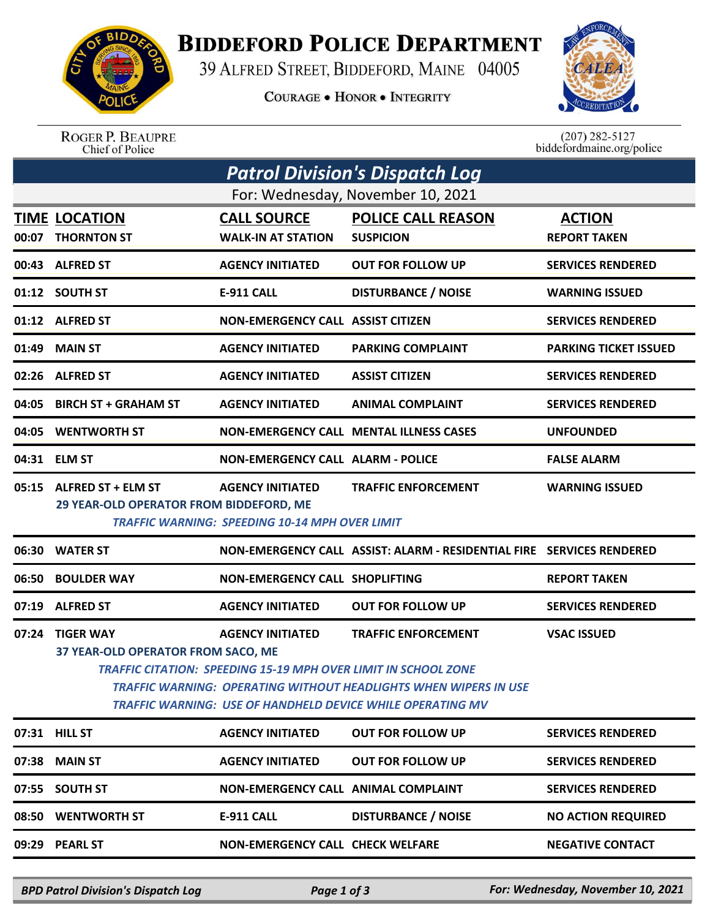# BIDDEFORD POLICE DEPARTMENT

39 ALFRED STREET, BIDDEFORD, MAINE 04005

COURAGE • HONOR • INTEGRITY

ROGER P. BEAUPRE
Chief of Police

(207) 282-5127
biddefordmaine.org/police

## Patrol Division's Dispatch Log

For: Wednesday, November 10, 2021

| TIME | LOCATION | CALL SOURCE | POLICE CALL REASON | ACTION |
|---|---|---|---|---|
| 00:07 | THORNTON ST | WALK-IN AT STATION | SUSPICION | REPORT TAKEN |
| 00:43 | ALFRED ST | AGENCY INITIATED | OUT FOR FOLLOW UP | SERVICES RENDERED |
| 01:12 | SOUTH ST | E-911 CALL | DISTURBANCE / NOISE | WARNING ISSUED |
| 01:12 | ALFRED ST | NON-EMERGENCY CALL | ASSIST CITIZEN | SERVICES RENDERED |
| 01:49 | MAIN ST | AGENCY INITIATED | PARKING COMPLAINT | PARKING TICKET ISSUED |
| 02:26 | ALFRED ST | AGENCY INITIATED | ASSIST CITIZEN | SERVICES RENDERED |
| 04:05 | BIRCH ST + GRAHAM ST | AGENCY INITIATED | ANIMAL COMPLAINT | SERVICES RENDERED |
| 04:05 | WENTWORTH ST | NON-EMERGENCY CALL | MENTAL ILLNESS CASES | UNFOUNDED |
| 04:31 | ELM ST | NON-EMERGENCY CALL | ALARM - POLICE | FALSE ALARM |
| 05:15 | ALFRED ST + ELM ST<br>29 YEAR-OLD OPERATOR FROM BIDDEFORD, ME<br>*TRAFFIC WARNING: SPEEDING 10-14 MPH OVER LIMIT* | AGENCY INITIATED | TRAFFIC ENFORCEMENT | WARNING ISSUED |
| 06:30 | WATER ST | NON-EMERGENCY CALL | ASSIST: ALARM - RESIDENTIAL FIRE | SERVICES RENDERED |
| 06:50 | BOULDER WAY | NON-EMERGENCY CALL | SHOPLIFTING | REPORT TAKEN |
| 07:19 | ALFRED ST | AGENCY INITIATED | OUT FOR FOLLOW UP | SERVICES RENDERED |
| 07:24 | TIGER WAY<br>37 YEAR-OLD OPERATOR FROM SACO, ME<br>*TRAFFIC CITATION: SPEEDING 15-19 MPH OVER LIMIT IN SCHOOL ZONE*<br>*TRAFFIC WARNING: OPERATING WITHOUT HEADLIGHTS WHEN WIPERS IN USE*<br>*TRAFFIC WARNING: USE OF HANDHELD DEVICE WHILE OPERATING MV* | AGENCY INITIATED | TRAFFIC ENFORCEMENT | VSAC ISSUED |
| 07:31 | HILL ST | AGENCY INITIATED | OUT FOR FOLLOW UP | SERVICES RENDERED |
| 07:38 | MAIN ST | AGENCY INITIATED | OUT FOR FOLLOW UP | SERVICES RENDERED |
| 07:55 | SOUTH ST | NON-EMERGENCY CALL | ANIMAL COMPLAINT | SERVICES RENDERED |
| 08:50 | WENTWORTH ST | E-911 CALL | DISTURBANCE / NOISE | NO ACTION REQUIRED |
| 09:29 | PEARL ST | NON-EMERGENCY CALL | CHECK WELFARE | NEGATIVE CONTACT |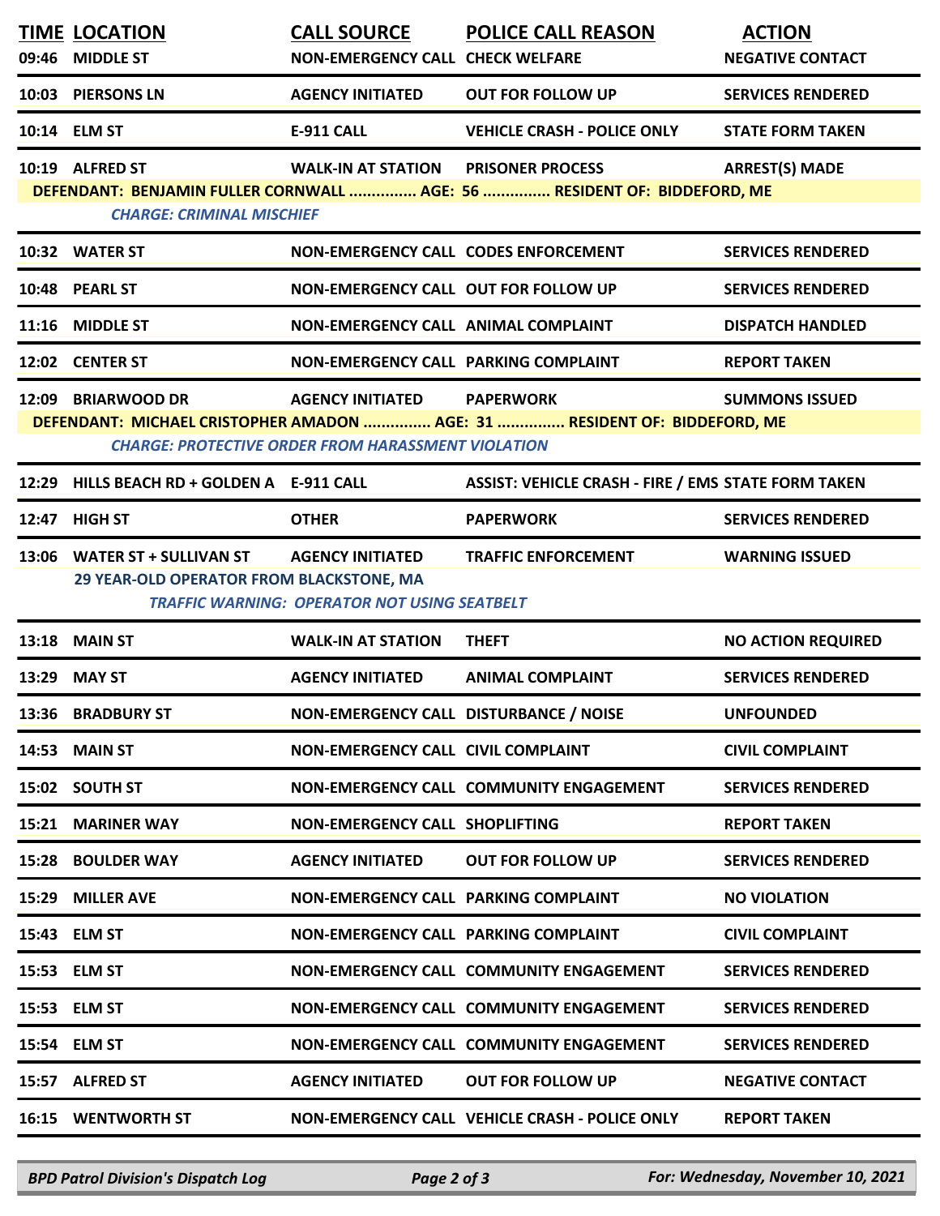| TIME | LOCATION | CALL SOURCE | POLICE CALL REASON | ACTION |
|---|---|---|---|---|
| 09:46 | MIDDLE ST | NON-EMERGENCY CALL | CHECK WELFARE | NEGATIVE CONTACT |
| 10:03 | PIERSONS LN | AGENCY INITIATED | OUT FOR FOLLOW UP | SERVICES RENDERED |
| 10:14 | ELM ST | E-911 CALL | VEHICLE CRASH - POLICE ONLY | STATE FORM TAKEN |
| 10:19 | ALFRED ST | WALK-IN AT STATION | PRISONER PROCESS | ARREST(S) MADE |
| | DEFENDANT: BENJAMIN FULLER CORNWALL ............... AGE: 56 ............... RESIDENT OF: BIDDEFORD, ME | | | |
| | *CHARGE: CRIMINAL MISCHIEF* | | | |
| 10:32 | WATER ST | NON-EMERGENCY CALL | CODES ENFORCEMENT | SERVICES RENDERED |
| 10:48 | PEARL ST | NON-EMERGENCY CALL | OUT FOR FOLLOW UP | SERVICES RENDERED |
| 11:16 | MIDDLE ST | NON-EMERGENCY CALL | ANIMAL COMPLAINT | DISPATCH HANDLED |
| 12:02 | CENTER ST | NON-EMERGENCY CALL | PARKING COMPLAINT | REPORT TAKEN |
| 12:09 | BRIARWOOD DR | AGENCY INITIATED | PAPERWORK | SUMMONS ISSUED |
| | DEFENDANT: MICHAEL CRISTOPHER AMADON ............... AGE: 31 ............... RESIDENT OF: BIDDEFORD, ME | | | |
| | *CHARGE: PROTECTIVE ORDER FROM HARASSMENT VIOLATION* | | | |
| 12:29 | HILLS BEACH RD + GOLDEN A | E-911 CALL | ASSIST: VEHICLE CRASH - FIRE / EMS | STATE FORM TAKEN |
| 12:47 | HIGH ST | OTHER | PAPERWORK | SERVICES RENDERED |
| 13:06 | WATER ST + SULLIVAN ST | AGENCY INITIATED | TRAFFIC ENFORCEMENT | WARNING ISSUED |
| | 29 YEAR-OLD OPERATOR FROM BLACKSTONE, MA | | | |
| | *TRAFFIC WARNING: OPERATOR NOT USING SEATBELT* | | | |
| 13:18 | MAIN ST | WALK-IN AT STATION | THEFT | NO ACTION REQUIRED |
| 13:29 | MAY ST | AGENCY INITIATED | ANIMAL COMPLAINT | SERVICES RENDERED |
| 13:36 | BRADBURY ST | NON-EMERGENCY CALL | DISTURBANCE / NOISE | UNFOUNDED |
| 14:53 | MAIN ST | NON-EMERGENCY CALL | CIVIL COMPLAINT | CIVIL COMPLAINT |
| 15:02 | SOUTH ST | NON-EMERGENCY CALL | COMMUNITY ENGAGEMENT | SERVICES RENDERED |
| 15:21 | MARINER WAY | NON-EMERGENCY CALL | SHOPLIFTING | REPORT TAKEN |
| 15:28 | BOULDER WAY | AGENCY INITIATED | OUT FOR FOLLOW UP | SERVICES RENDERED |
| 15:29 | MILLER AVE | NON-EMERGENCY CALL | PARKING COMPLAINT | NO VIOLATION |
| 15:43 | ELM ST | NON-EMERGENCY CALL | PARKING COMPLAINT | CIVIL COMPLAINT |
| 15:53 | ELM ST | NON-EMERGENCY CALL | COMMUNITY ENGAGEMENT | SERVICES RENDERED |
| 15:53 | ELM ST | NON-EMERGENCY CALL | COMMUNITY ENGAGEMENT | SERVICES RENDERED |
| 15:54 | ELM ST | NON-EMERGENCY CALL | COMMUNITY ENGAGEMENT | SERVICES RENDERED |
| 15:57 | ALFRED ST | AGENCY INITIATED | OUT FOR FOLLOW UP | NEGATIVE CONTACT |
| 16:15 | WENTWORTH ST | NON-EMERGENCY CALL | VEHICLE CRASH - POLICE ONLY | REPORT TAKEN |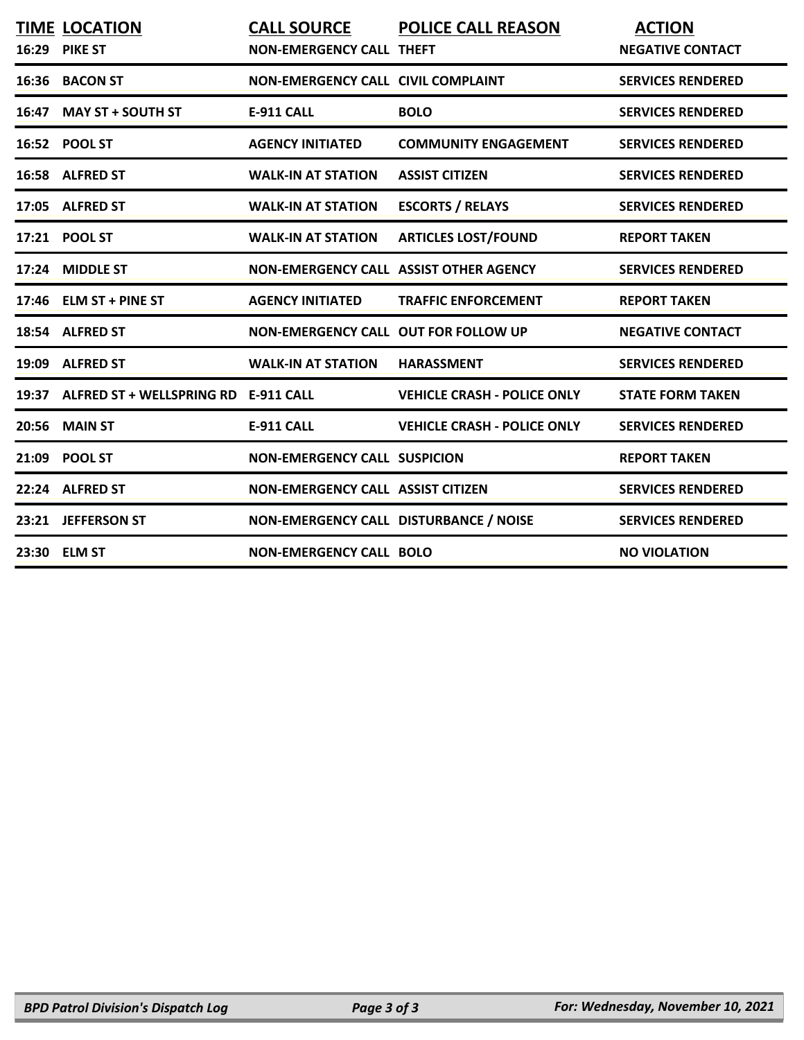| TIME | LOCATION | CALL SOURCE | POLICE CALL REASON | ACTION |
|---|---|---|---|---|
| 16:29 | PIKE ST | NON-EMERGENCY CALL | THEFT | NEGATIVE CONTACT |
| 16:36 | BACON ST | NON-EMERGENCY CALL | CIVIL COMPLAINT | SERVICES RENDERED |
| 16:47 | MAY ST + SOUTH ST | E-911 CALL | BOLO | SERVICES RENDERED |
| 16:52 | POOL ST | AGENCY INITIATED | COMMUNITY ENGAGEMENT | SERVICES RENDERED |
| 16:58 | ALFRED ST | WALK-IN AT STATION | ASSIST CITIZEN | SERVICES RENDERED |
| 17:05 | ALFRED ST | WALK-IN AT STATION | ESCORTS / RELAYS | SERVICES RENDERED |
| 17:21 | POOL ST | WALK-IN AT STATION | ARTICLES LOST/FOUND | REPORT TAKEN |
| 17:24 | MIDDLE ST | NON-EMERGENCY CALL | ASSIST OTHER AGENCY | SERVICES RENDERED |
| 17:46 | ELM ST + PINE ST | AGENCY INITIATED | TRAFFIC ENFORCEMENT | REPORT TAKEN |
| 18:54 | ALFRED ST | NON-EMERGENCY CALL | OUT FOR FOLLOW UP | NEGATIVE CONTACT |
| 19:09 | ALFRED ST | WALK-IN AT STATION | HARASSMENT | SERVICES RENDERED |
| 19:37 | ALFRED ST + WELLSPRING RD | E-911 CALL | VEHICLE CRASH - POLICE ONLY | STATE FORM TAKEN |
| 20:56 | MAIN ST | E-911 CALL | VEHICLE CRASH - POLICE ONLY | SERVICES RENDERED |
| 21:09 | POOL ST | NON-EMERGENCY CALL | SUSPICION | REPORT TAKEN |
| 22:24 | ALFRED ST | NON-EMERGENCY CALL | ASSIST CITIZEN | SERVICES RENDERED |
| 23:21 | JEFFERSON ST | NON-EMERGENCY CALL | DISTURBANCE / NOISE | SERVICES RENDERED |
| 23:30 | ELM ST | NON-EMERGENCY CALL | BOLO | NO VIOLATION |

*BPD Patrol Division's Dispatch Log* — *For: Wednesday, November 10, 2021*